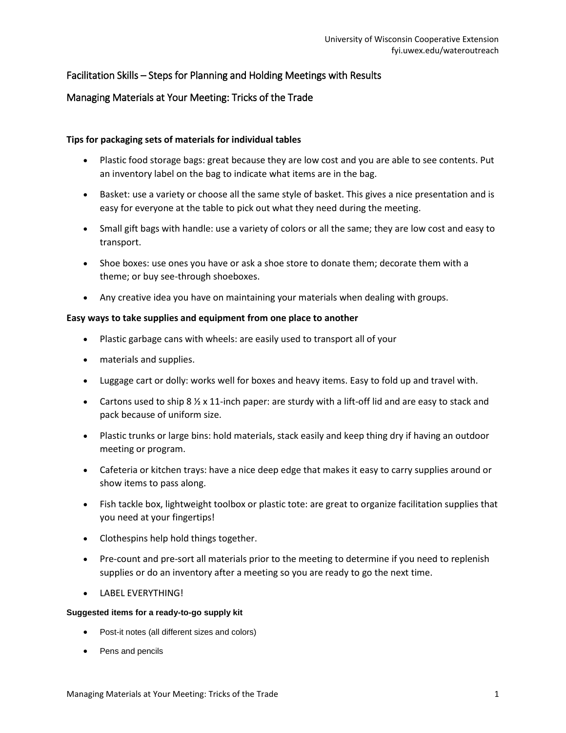University of Wisconsin Cooperative Extension
fyi.uwex.edu/wateroutreach

# Facilitation Skills – Steps for Planning and Holding Meetings with Results

## Managing Materials at Your Meeting: Tricks of the Trade

**Tips for packaging sets of materials for individual tables**

- Plastic food storage bags: great because they are low cost and you are able to see contents. Put an inventory label on the bag to indicate what items are in the bag.
- Basket: use a variety or choose all the same style of basket. This gives a nice presentation and is easy for everyone at the table to pick out what they need during the meeting.
- Small gift bags with handle: use a variety of colors or all the same; they are low cost and easy to transport.
- Shoe boxes: use ones you have or ask a shoe store to donate them; decorate them with a theme; or buy see-through shoeboxes.
- Any creative idea you have on maintaining your materials when dealing with groups.

**Easy ways to take supplies and equipment from one place to another**

- Plastic garbage cans with wheels: are easily used to transport all of your
- materials and supplies.
- Luggage cart or dolly: works well for boxes and heavy items. Easy to fold up and travel with.
- Cartons used to ship 8 ½ x 11-inch paper: are sturdy with a lift-off lid and are easy to stack and pack because of uniform size.
- Plastic trunks or large bins: hold materials, stack easily and keep thing dry if having an outdoor meeting or program.
- Cafeteria or kitchen trays: have a nice deep edge that makes it easy to carry supplies around or show items to pass along.
- Fish tackle box, lightweight toolbox or plastic tote: are great to organize facilitation supplies that you need at your fingertips!
- Clothespins help hold things together.
- Pre-count and pre-sort all materials prior to the meeting to determine if you need to replenish supplies or do an inventory after a meeting so you are ready to go the next time.
- LABEL EVERYTHING!

**Suggested items for a ready-to-go supply kit**

- Post-it notes (all different sizes and colors)
- Pens and pencils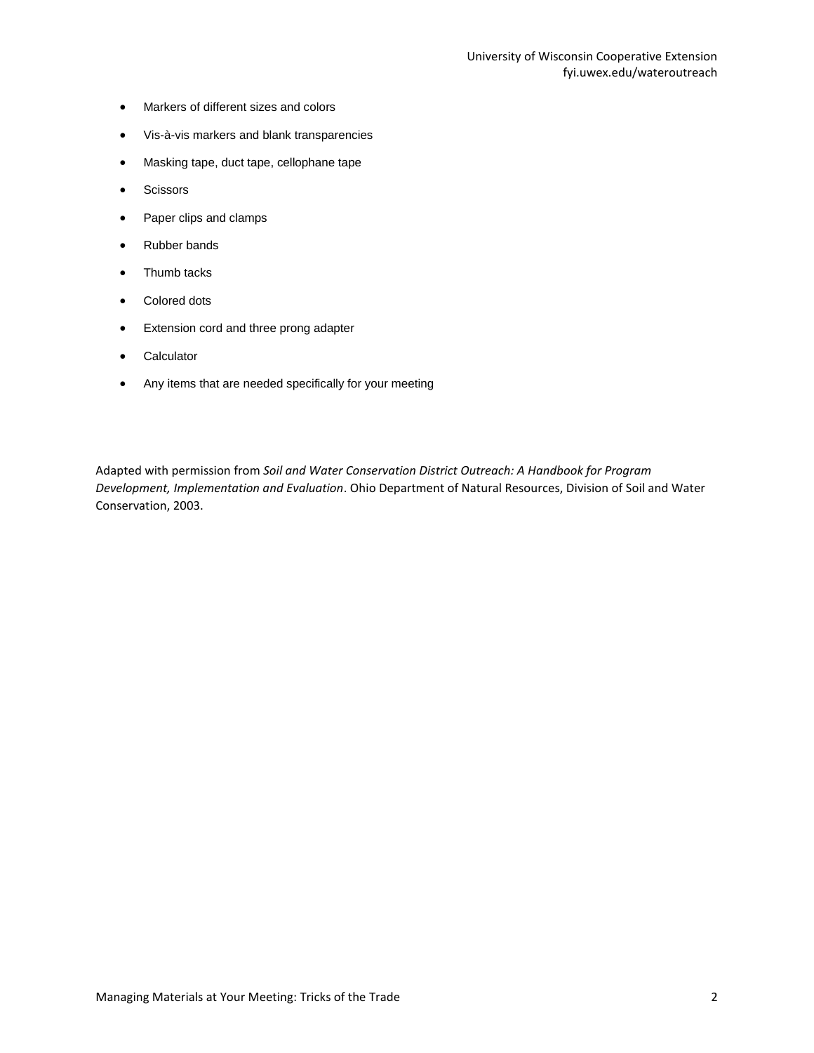- Markers of different sizes and colors
- Vis-à-vis markers and blank transparencies
- Masking tape, duct tape, cellophane tape
- Scissors
- Paper clips and clamps
- Rubber bands
- Thumb tacks
- Colored dots
- Extension cord and three prong adapter
- Calculator
- Any items that are needed specifically for your meeting

Adapted with permission from *Soil and Water Conservation District Outreach: A Handbook for Program Development, Implementation and Evaluation*. Ohio Department of Natural Resources, Division of Soil and Water Conservation, 2003.